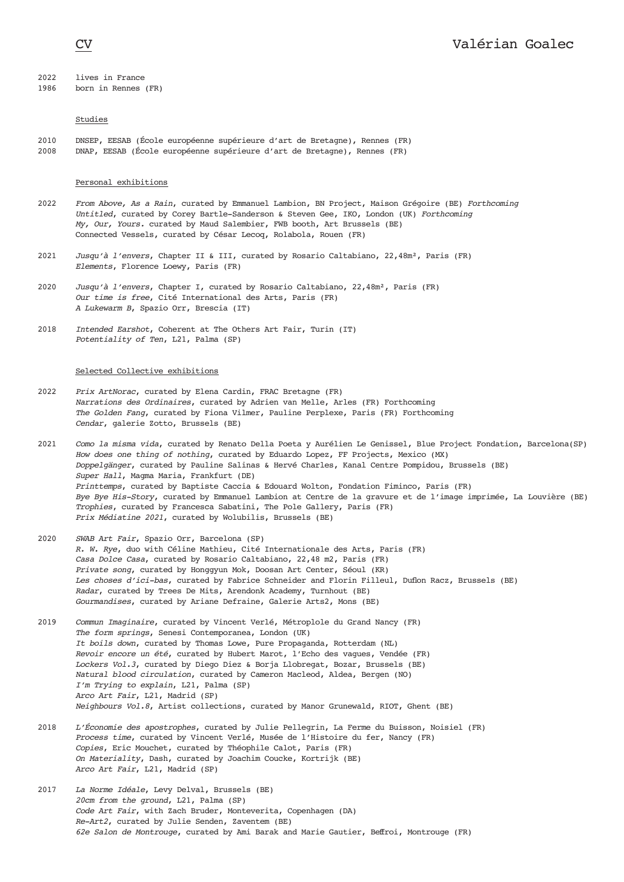# CV — Valérian Goalec

2022 lives in France
1986 born in Rennes (FR)

## Studies

2010 DNSEP, EESAB (École européenne supérieure d'art de Bretagne), Rennes (FR)
2008 DNAP, EESAB (École européenne supérieure d'art de Bretagne), Rennes (FR)

## Personal exhibitions

**2022**
*From Above, As a Rain*, curated by Emmanuel Lambion, BN Project, Maison Grégoire (BE) *Forthcoming*
*Untitled*, curated by Corey Bartle-Sanderson & Steven Gee, IKO, London (UK) *Forthcoming*
*My, Our, Yours.* curated by Maud Salembier, FWB booth, Art Brussels (BE)
Connected Vessels, curated by César Lecoq, Rolabola, Rouen (FR)

**2021**
*Jusqu'à l'envers*, Chapter II & III, curated by Rosario Caltabiano, 22,48m², Paris (FR)
*Elements*, Florence Loewy, Paris (FR)

**2020**
*Jusqu'à l'envers*, Chapter I, curated by Rosario Caltabiano, 22,48m², Paris (FR)
*Our time is free*, Cité International des Arts, Paris (FR)
*A Lukewarm B*, Spazio Orr, Brescia (IT)

**2018**
*Intended Earshot*, Coherent at The Others Art Fair, Turin (IT)
*Potentiality of Ten*, L21, Palma (SP)

## Selected Collective exhibitions

**2022**
*Prix ArtNorac*, curated by Elena Cardin, FRAC Bretagne (FR)
*Narrations des Ordinaires*, curated by Adrien van Melle, Arles (FR) Forthcoming
*The Golden Fang*, curated by Fiona Vilmer, Pauline Perplexe, Paris (FR) Forthcoming
*Cendar*, galerie Zotto, Brussels (BE)

**2021**
*Como la misma vida*, curated by Renato Della Poeta y Aurélien Le Genissel, Blue Project Fondation, Barcelona(SP)
*How does one thing of nothing*, curated by Eduardo Lopez, FF Projects, Mexico (MX)
*Doppelgänger*, curated by Pauline Salinas & Hervé Charles, Kanal Centre Pompidou, Brussels (BE)
*Super Hall*, Magma Maria, Frankfurt (DE)
*Printtemps*, curated by Baptiste Caccia & Edouard Wolton, Fondation Fiminco, Paris (FR)
*Bye Bye His-Story*, curated by Emmanuel Lambion at Centre de la gravure et de l'image imprimée, La Louvière (BE)
*Trophies*, curated by Francesca Sabatini, The Pole Gallery, Paris (FR)
*Prix Médiatine 2021*, curated by Wolubilis, Brussels (BE)

**2020**
*SWAB Art Fair*, Spazio Orr, Barcelona (SP)
*R. W. Rye*, duo with Céline Mathieu, Cité Internationale des Arts, Paris (FR)
*Casa Dolce Casa*, curated by Rosario Caltabiano, 22,48 m2, Paris (FR)
*Private song*, curated by Honggyun Mok, Doosan Art Center, Séoul (KR)
*Les choses d'ici-bas*, curated by Fabrice Schneider and Florin Filleul, Duflon Racz, Brussels (BE)
*Radar*, curated by Trees De Mits, Arendonk Academy, Turnhout (BE)
*Gourmandises*, curated by Ariane Defraine, Galerie Arts2, Mons (BE)

**2019**
*Commun Imaginaire*, curated by Vincent Verlé, Métroplole du Grand Nancy (FR)
*The form springs*, Senesi Contemporanea, London (UK)
*It boils down*, curated by Thomas Lowe, Pure Propaganda, Rotterdam (NL)
*Revoir encore un été*, curated by Hubert Marot, l'Echo des vagues, Vendée (FR)
*Lockers Vol.3*, curated by Diego Diez & Borja Llobregat, Bozar, Brussels (BE)
*Natural blood circulation*, curated by Cameron Macleod, Aldea, Bergen (NO)
*I'm Trying to explain*, L21, Palma (SP)
*Arco Art Fair*, L21, Madrid (SP)
*Neighbours Vol.8*, Artist collections, curated by Manor Grunewald, RIOT, Ghent (BE)

**2018**
*L'Économie des apostrophes*, curated by Julie Pellegrin, La Ferme du Buisson, Noisiel (FR)
*Process time*, curated by Vincent Verlé, Musée de l'Histoire du fer, Nancy (FR)
*Copies*, Eric Mouchet, curated by Théophile Calot, Paris (FR)
*On Materiality*, Dash, curated by Joachim Coucke, Kortrijk (BE)
*Arco Art Fair*, L21, Madrid (SP)

**2017**
*La Norme Idéale*, Levy Delval, Brussels (BE)
*20cm from the ground*, L21, Palma (SP)
*Code Art Fair*, with Zach Bruder, Monteverita, Copenhagen (DA)
*Re-Art2*, curated by Julie Senden, Zaventem (BE)
*62e Salon de Montrouge*, curated by Ami Barak and Marie Gautier, Beffroi, Montrouge (FR)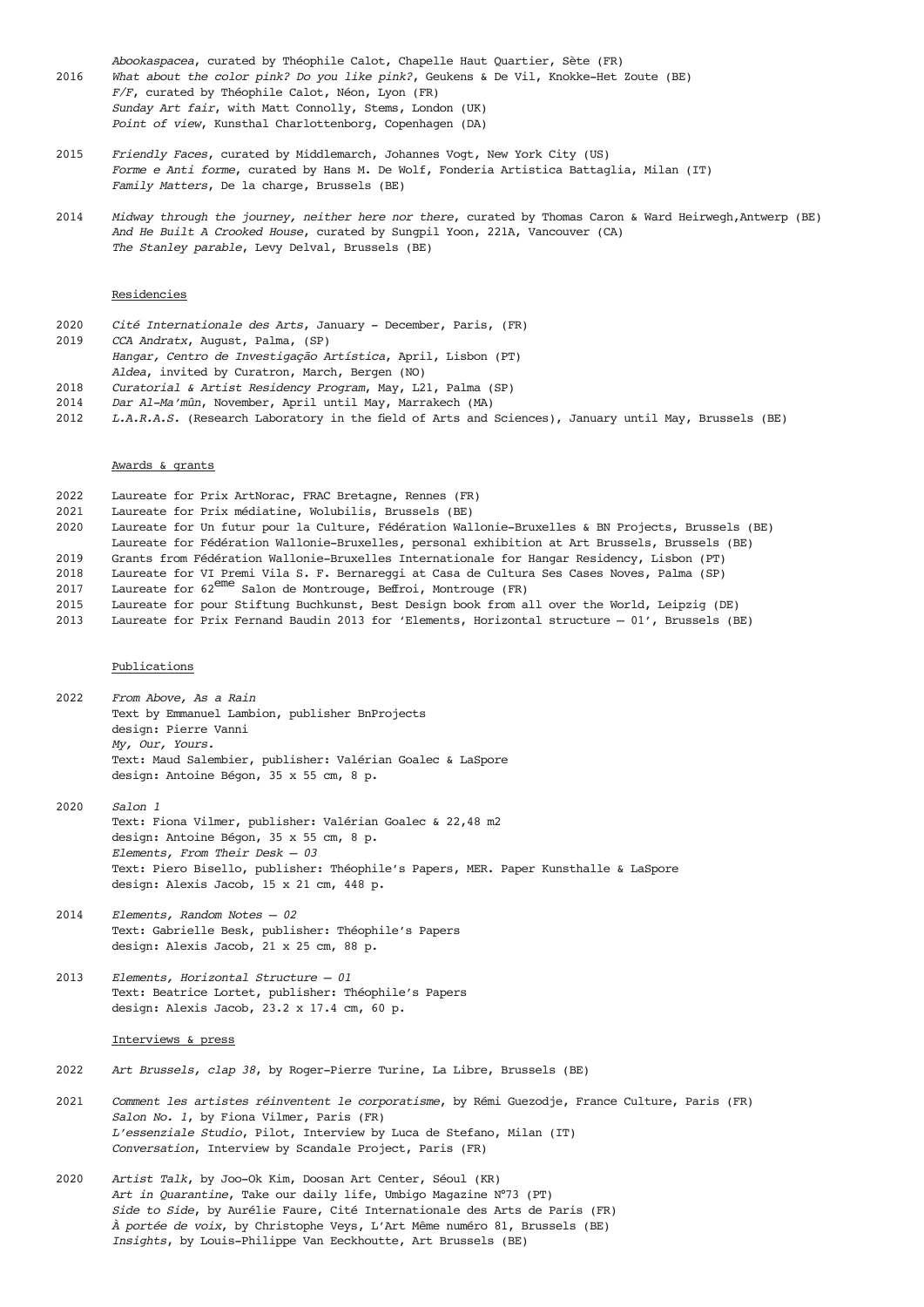*Abookaspacea*, curated by Théophile Calot, Chapelle Haut Quartier, Sète (FR)

2016 *What about the color pink? Do you like pink?*, Geukens & De Vil, Knokke-Het Zoute (BE)
*F/F*, curated by Théophile Calot, Néon, Lyon (FR)
*Sunday Art fair*, with Matt Connolly, Stems, London (UK)
*Point of view*, Kunsthal Charlottenborg, Copenhagen (DA)

2015 *Friendly Faces*, curated by Middlemarch, Johannes Vogt, New York City (US)
*Forme e Anti forme*, curated by Hans M. De Wolf, Fonderia Artistica Battaglia, Milan (IT)
*Family Matters*, De la charge, Brussels (BE)

2014 *Midway through the journey, neither here nor there*, curated by Thomas Caron & Ward Heirwegh,Antwerp (BE)
*And He Built A Crooked House*, curated by Sungpil Yoon, 221A, Vancouver (CA)
*The Stanley parable*, Levy Delval, Brussels (BE)

## Residencies

2020 *Cité Internationale des Arts*, January - December, Paris, (FR)
2019 *CCA Andratx*, August, Palma, (SP)
*Hangar, Centro de Investigação Artística*, April, Lisbon (PT)
*Aldea*, invited by Curatron, March, Bergen (NO)
2018 *Curatorial & Artist Residency Program*, May, L21, Palma (SP)
2014 *Dar Al-Ma'mûn*, November, April until May, Marrakech (MA)
2012 *L.A.R.A.S.* (Research Laboratory in the field of Arts and Sciences), January until May, Brussels (BE)

## Awards & grants

2022 Laureate for Prix ArtNorac, FRAC Bretagne, Rennes (FR)
2021 Laureate for Prix médiatine, Wolubilis, Brussels (BE)
2020 Laureate for Un futur pour la Culture, Fédération Wallonie-Bruxelles & BN Projects, Brussels (BE)
Laureate for Fédération Wallonie-Bruxelles, personal exhibition at Art Brussels, Brussels (BE)
2019 Grants from Fédération Wallonie-Bruxelles Internationale for Hangar Residency, Lisbon (PT)
2018 Laureate for VI Premi Vila S. F. Bernareggi at Casa de Cultura Ses Cases Noves, Palma (SP)
2017 Laureate for 62[eme] Salon de Montrouge, Beffroi, Montrouge (FR)
2015 Laureate for pour Stiftung Buchkunst, Best Design book from all over the World, Leipzig (DE)
2013 Laureate for Prix Fernand Baudin 2013 for 'Elements, Horizontal structure – 01', Brussels (BE)

## Publications

2022 *From Above, As a Rain*
Text by Emmanuel Lambion, publisher BnProjects
design: Pierre Vanni
*My, Our, Yours.*
Text: Maud Salembier, publisher: Valérian Goalec & LaSpore
design: Antoine Bégon, 35 x 55 cm, 8 p.

2020 *Salon 1*
Text: Fiona Vilmer, publisher: Valérian Goalec & 22,48 m2
design: Antoine Bégon, 35 x 55 cm, 8 p.
*Elements, From Their Desk – 03*
Text: Piero Bisello, publisher: Théophile's Papers, MER. Paper Kunsthalle & LaSpore
design: Alexis Jacob, 15 x 21 cm, 448 p.

2014 *Elements, Random Notes – 02*
Text: Gabrielle Besk, publisher: Théophile's Papers
design: Alexis Jacob, 21 x 25 cm, 88 p.

2013 *Elements, Horizontal Structure – 01*
Text: Beatrice Lortet, publisher: Théophile's Papers
design: Alexis Jacob, 23.2 x 17.4 cm, 60 p.

## Interviews & press

2022 *Art Brussels, clap 38*, by Roger-Pierre Turine, La Libre, Brussels (BE)

2021 *Comment les artistes réinventent le corporatisme*, by Rémi Guezodje, France Culture, Paris (FR)
*Salon No. 1*, by Fiona Vilmer, Paris (FR)
*L'essenziale Studio*, Pilot, Interview by Luca de Stefano, Milan (IT)
*Conversation*, Interview by Scandale Project, Paris (FR)

2020 *Artist Talk*, by Joo-Ok Kim, Doosan Art Center, Séoul (KR)
*Art in Quarantine*, Take our daily life, Umbigo Magazine N°73 (PT)
*Side to Side*, by Aurélie Faure, Cité Internationale des Arts de Paris (FR)
*À portée de voix*, by Christophe Veys, L'Art Même numéro 81, Brussels (BE)
*Insights*, by Louis-Philippe Van Eeckhoutte, Art Brussels (BE)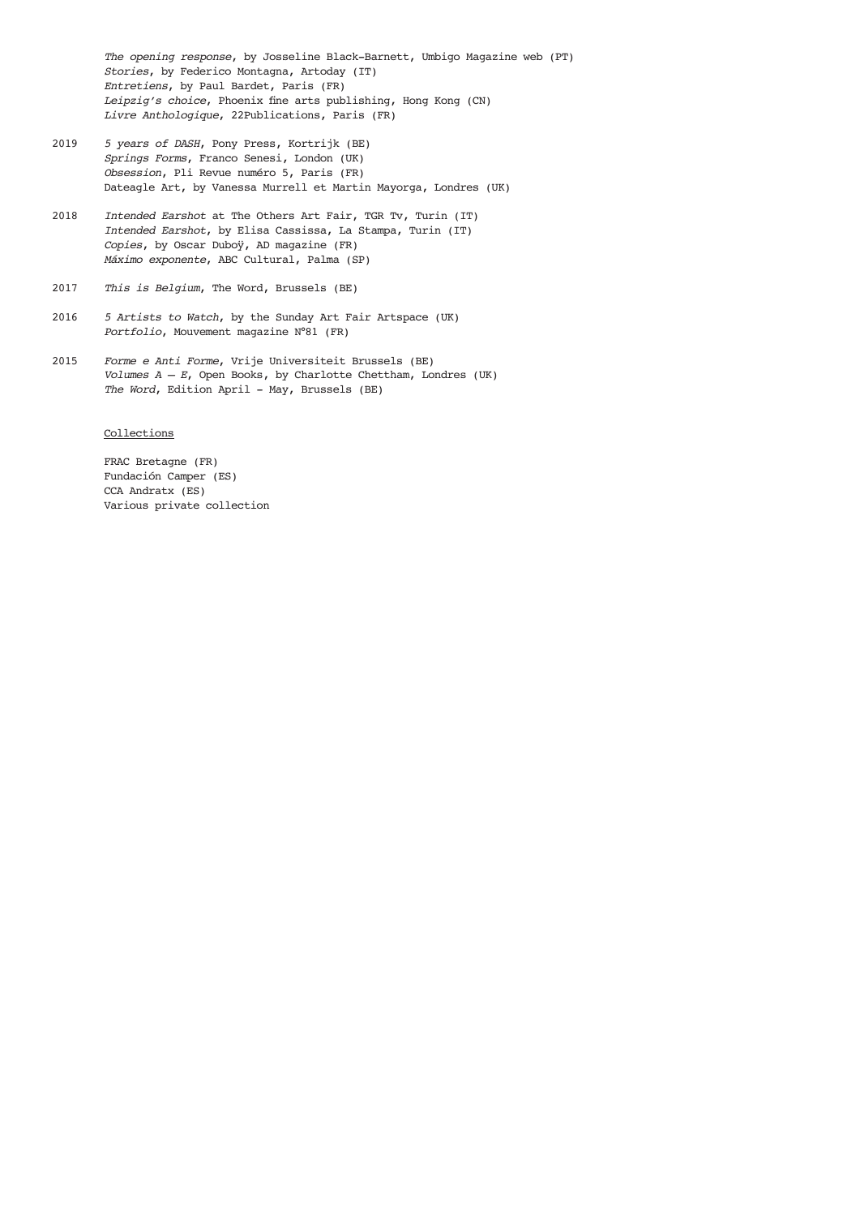*The opening response*, by Josseline Black-Barnett, Umbigo Magazine web (PT)
*Stories*, by Federico Montagna, Artoday (IT)
*Entretiens*, by Paul Bardet, Paris (FR)
*Leipzig's choice*, Phoenix fine arts publishing, Hong Kong (CN)
*Livre Anthologique*, 22Publications, Paris (FR)

2019 *5 years of DASH*, Pony Press, Kortrijk (BE)
*Springs Forms*, Franco Senesi, London (UK)
*Obsession*, Pli Revue numéro 5, Paris (FR)
Dateagle Art, by Vanessa Murrell et Martin Mayorga, Londres (UK)

2018 *Intended Earshot* at The Others Art Fair, TGR Tv, Turin (IT)
*Intended Earshot*, by Elisa Cassissa, La Stampa, Turin (IT)
*Copies*, by Oscar Duboÿ, AD magazine (FR)
*Máximo exponente*, ABC Cultural, Palma (SP)

2017 *This is Belgium*, The Word, Brussels (BE)

2016 *5 Artists to Watch*, by the Sunday Art Fair Artspace (UK)
*Portfolio*, Mouvement magazine N°81 (FR)

2015 *Forme e Anti Forme*, Vrije Universiteit Brussels (BE)
*Volumes A – E*, Open Books, by Charlotte Chettham, Londres (UK)
*The Word*, Edition April - May, Brussels (BE)

Collections

FRAC Bretagne (FR)
Fundación Camper (ES)
CCA Andratx (ES)
Various private collection